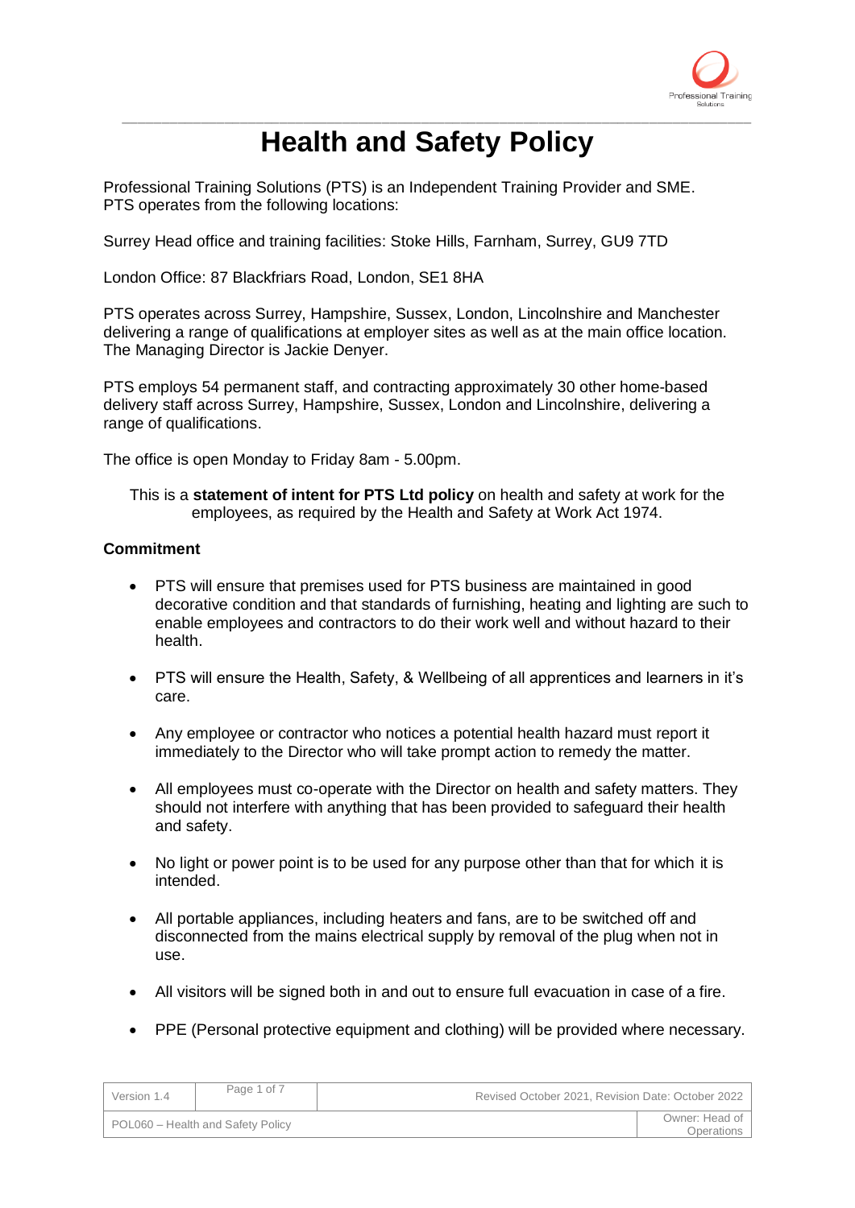# Health and Safety Policy

Professional Training Solutions (PTS) is an Independent Training Provider and SME. PTS operates from the following locations:

Surrey Head office and training facilities: Stoke Hills, Farnham, Surrey, GU9 7TD

London Office: 87 Blackfriars Road, London, SE1 8HA

PTS operates across Surrey, Hampshire, Sussex, London, Lincolnshire and Manchester delivering a range of qualifications at employer sites as well as at the main office location. The Managing Director is Jackie Denyer.

PTS employs 54 permanent staff, and contracting approximately 30 other home-based delivery staff across Surrey, Hampshire, Sussex, London and Lincolnshire, delivering a range of qualifications.

The office is open Monday to Friday 8am - 5.00pm.

This is a **statement of intent for PTS Ltd policy** on health and safety at work for the employees, as required by the Health and Safety at Work Act 1974.

**Commitment**

- PTS will ensure that premises used for PTS business are maintained in good decorative condition and that standards of furnishing, heating and lighting are such to enable employees and contractors to do their work well and without hazard to their health.
- PTS will ensure the Health, Safety, & Wellbeing of all apprentices and learners in it's care.
- Any employee or contractor who notices a potential health hazard must report it immediately to the Director who will take prompt action to remedy the matter.
- All employees must co-operate with the Director on health and safety matters. They should not interfere with anything that has been provided to safeguard their health and safety.
- No light or power point is to be used for any purpose other than that for which it is intended.
- All portable appliances, including heaters and fans, are to be switched off and disconnected from the mains electrical supply by removal of the plug when not in use.
- All visitors will be signed both in and out to ensure full evacuation in case of a fire.
- PPE (Personal protective equipment and clothing) will be provided where necessary.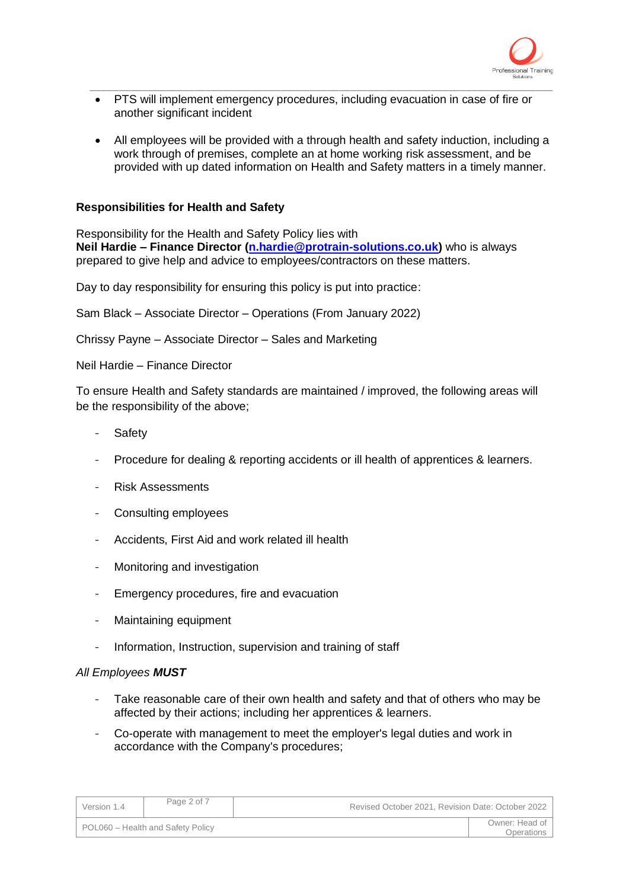- PTS will implement emergency procedures, including evacuation in case of fire or another significant incident

- All employees will be provided with a through health and safety induction, including a work through of premises, complete an at home working risk assessment, and be provided with up dated information on Health and Safety matters in a timely manner.

**Responsibilities for Health and Safety**

Responsibility for the Health and Safety Policy lies with
**Neil Hardie – Finance Director (n.hardie@protrain-solutions.co.uk)** who is always prepared to give help and advice to employees/contractors on these matters.

Day to day responsibility for ensuring this policy is put into practice:

Sam Black – Associate Director – Operations (From January 2022)

Chrissy Payne – Associate Director – Sales and Marketing

Neil Hardie – Finance Director

To ensure Health and Safety standards are maintained / improved, the following areas will be the responsibility of the above;

- Safety
- Procedure for dealing & reporting accidents or ill health of apprentices & learners.
- Risk Assessments
- Consulting employees
- Accidents, First Aid and work related ill health
- Monitoring and investigation
- Emergency procedures, fire and evacuation
- Maintaining equipment
- Information, Instruction, supervision and training of staff

*All Employees* ***MUST***

- Take reasonable care of their own health and safety and that of others who may be affected by their actions; including her apprentices & learners.
- Co-operate with management to meet the employer's legal duties and work in accordance with the Company's procedures;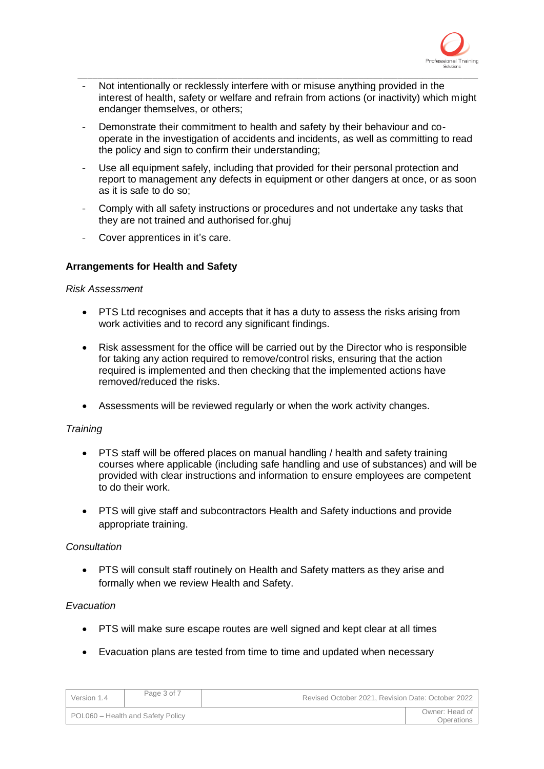- Not intentionally or recklessly interfere with or misuse anything provided in the interest of health, safety or welfare and refrain from actions (or inactivity) which might endanger themselves, or others;
- Demonstrate their commitment to health and safety by their behaviour and co-operate in the investigation of accidents and incidents, as well as committing to read the policy and sign to confirm their understanding;
- Use all equipment safely, including that provided for their personal protection and report to management any defects in equipment or other dangers at once, or as soon as it is safe to do so;
- Comply with all safety instructions or procedures and not undertake any tasks that they are not trained and authorised for.ghuj
- Cover apprentices in it's care.

**Arrangements for Health and Safety**

*Risk Assessment*

- PTS Ltd recognises and accepts that it has a duty to assess the risks arising from work activities and to record any significant findings.
- Risk assessment for the office will be carried out by the Director who is responsible for taking any action required to remove/control risks, ensuring that the action required is implemented and then checking that the implemented actions have removed/reduced the risks.
- Assessments will be reviewed regularly or when the work activity changes.

*Training*

- PTS staff will be offered places on manual handling / health and safety training courses where applicable (including safe handling and use of substances) and will be provided with clear instructions and information to ensure employees are competent to do their work.
- PTS will give staff and subcontractors Health and Safety inductions and provide appropriate training.

*Consultation*

- PTS will consult staff routinely on Health and Safety matters as they arise and formally when we review Health and Safety.

*Evacuation*

- PTS will make sure escape routes are well signed and kept clear at all times
- Evacuation plans are tested from time to time and updated when necessary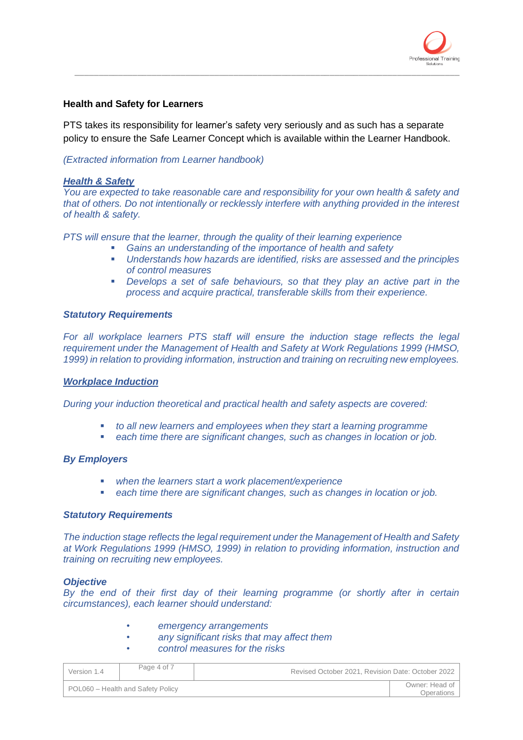**Health and Safety for Learners**

PTS takes its responsibility for learner's safety very seriously and as such has a separate policy to ensure the Safe Learner Concept which is available within the Learner Handbook.

*(Extracted information from Learner handbook)*

***Health & Safety***
*You are expected to take reasonable care and responsibility for your own health & safety and that of others. Do not intentionally or recklessly interfere with anything provided in the interest of health & safety.*

*PTS will ensure that the learner, through the quality of their learning experience*

- *Gains an understanding of the importance of health and safety*
- *Understands how hazards are identified, risks are assessed and the principles of control measures*
- *Develops a set of safe behaviours, so that they play an active part in the process and acquire practical, transferable skills from their experience.*

***Statutory Requirements***

*For all workplace learners PTS staff will ensure the induction stage reflects the legal requirement under the Management of Health and Safety at Work Regulations 1999 (HMSO, 1999) in relation to providing information, instruction and training on recruiting new employees.*

***Workplace Induction***

*During your induction theoretical and practical health and safety aspects are covered:*

- *to all new learners and employees when they start a learning programme*
- *each time there are significant changes, such as changes in location or job.*

***By Employers***

- *when the learners start a work placement/experience*
- *each time there are significant changes, such as changes in location or job.*

***Statutory Requirements***

*The induction stage reflects the legal requirement under the Management of Health and Safety at Work Regulations 1999 (HMSO, 1999) in relation to providing information, instruction and training on recruiting new employees.*

***Objective***
*By the end of their first day of their learning programme (or shortly after in certain circumstances), each learner should understand:*

- *emergency arrangements*
- *any significant risks that may affect them*
- *control measures for the risks*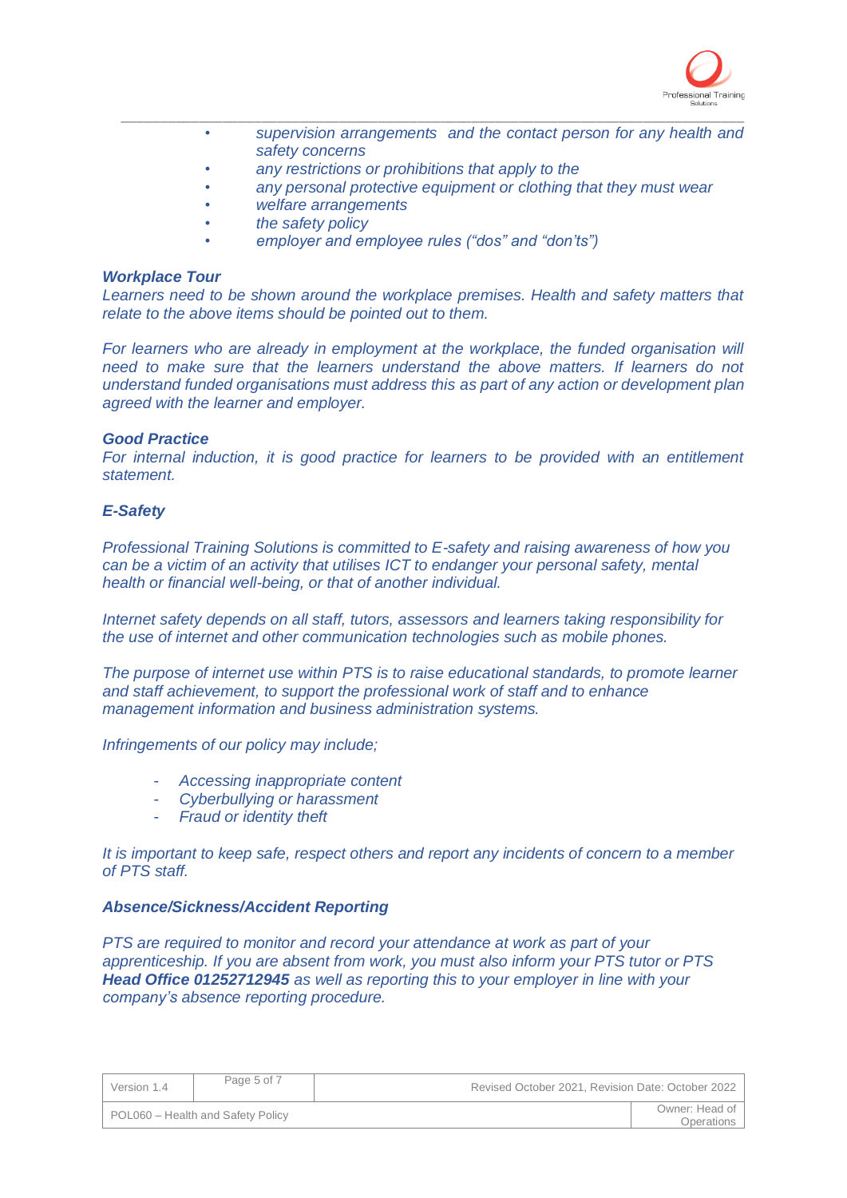- *supervision arrangements and the contact person for any health and safety concerns*
- *any restrictions or prohibitions that apply to the*
- *any personal protective equipment or clothing that they must wear*
- *welfare arrangements*
- *the safety policy*
- *employer and employee rules ("dos" and "don'ts")*

***Workplace Tour***

*Learners need to be shown around the workplace premises. Health and safety matters that relate to the above items should be pointed out to them.*

*For learners who are already in employment at the workplace, the funded organisation will need to make sure that the learners understand the above matters. If learners do not understand funded organisations must address this as part of any action or development plan agreed with the learner and employer.*

***Good Practice***

*For internal induction, it is good practice for learners to be provided with an entitlement statement.*

***E-Safety***

*Professional Training Solutions is committed to E-safety and raising awareness of how you can be a victim of an activity that utilises ICT to endanger your personal safety, mental health or financial well-being, or that of another individual.*

*Internet safety depends on all staff, tutors, assessors and learners taking responsibility for the use of internet and other communication technologies such as mobile phones.*

*The purpose of internet use within PTS is to raise educational standards, to promote learner and staff achievement, to support the professional work of staff and to enhance management information and business administration systems.*

*Infringements of our policy may include;*

- *Accessing inappropriate content*
- *Cyberbullying or harassment*
- *Fraud or identity theft*

*It is important to keep safe, respect others and report any incidents of concern to a member of PTS staff.*

***Absence/Sickness/Accident Reporting***

*PTS are required to monitor and record your attendance at work as part of your apprenticeship. If you are absent from work, you must also inform your PTS tutor or PTS **Head Office 01252712945** as well as reporting this to your employer in line with your company's absence reporting procedure.*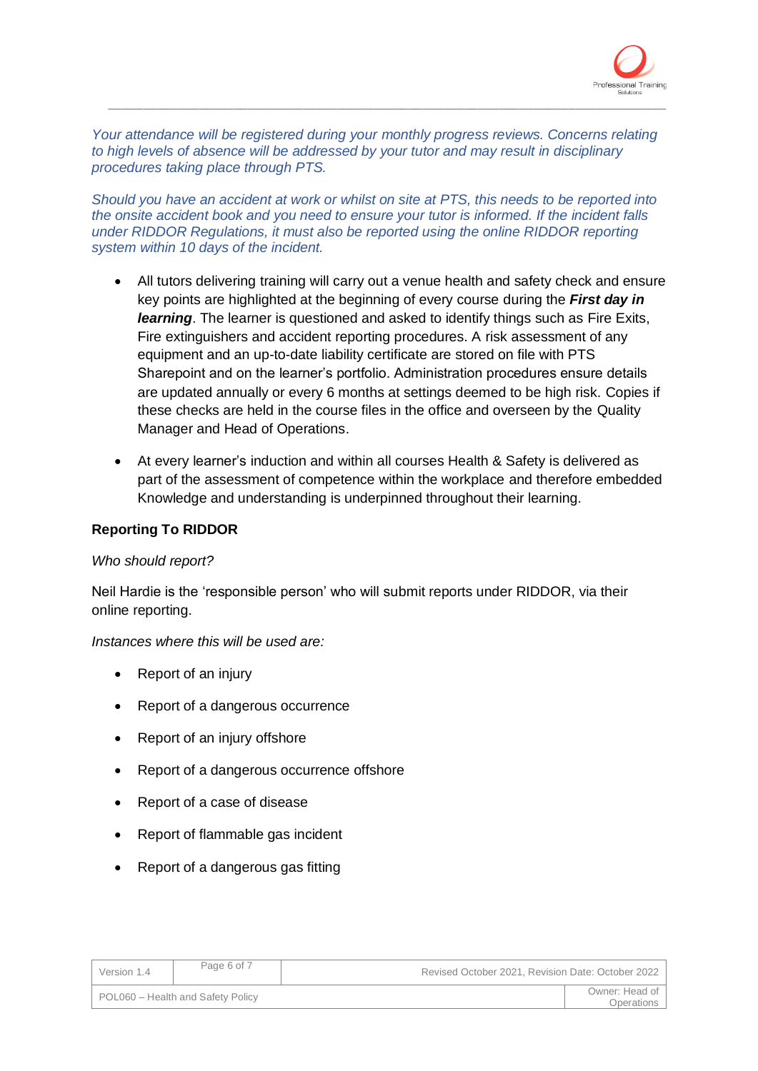*Your attendance will be registered during your monthly progress reviews. Concerns relating to high levels of absence will be addressed by your tutor and may result in disciplinary procedures taking place through PTS.*

*Should you have an accident at work or whilst on site at PTS, this needs to be reported into the onsite accident book and you need to ensure your tutor is informed. If the incident falls under RIDDOR Regulations, it must also be reported using the online RIDDOR reporting system within 10 days of the incident.*

- All tutors delivering training will carry out a venue health and safety check and ensure key points are highlighted at the beginning of every course during the ***First day in learning***. The learner is questioned and asked to identify things such as Fire Exits, Fire extinguishers and accident reporting procedures. A risk assessment of any equipment and an up-to-date liability certificate are stored on file with PTS Sharepoint and on the learner's portfolio. Administration procedures ensure details are updated annually or every 6 months at settings deemed to be high risk. Copies if these checks are held in the course files in the office and overseen by the Quality Manager and Head of Operations.

- At every learner's induction and within all courses Health & Safety is delivered as part of the assessment of competence within the workplace and therefore embedded Knowledge and understanding is underpinned throughout their learning.

**Reporting To RIDDOR**

*Who should report?*

Neil Hardie is the 'responsible person' who will submit reports under RIDDOR, via their online reporting.

*Instances where this will be used are:*

- Report of an injury
- Report of a dangerous occurrence
- Report of an injury offshore
- Report of a dangerous occurrence offshore
- Report of a case of disease
- Report of flammable gas incident
- Report of a dangerous gas fitting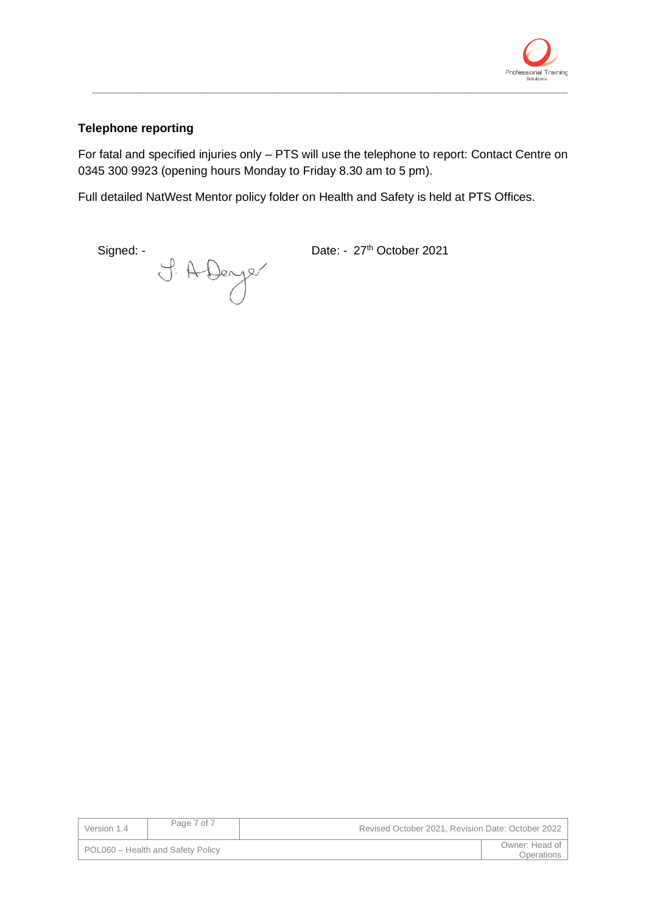**Telephone reporting**

For fatal and specified injuries only – PTS will use the telephone to report: Contact Centre on 0345 300 9923 (opening hours Monday to Friday 8.30 am to 5 pm).

Full detailed NatWest Mentor policy folder on Health and Safety is held at PTS Offices.

Signed: - J. A Dengo

Date: - 27th October 2021